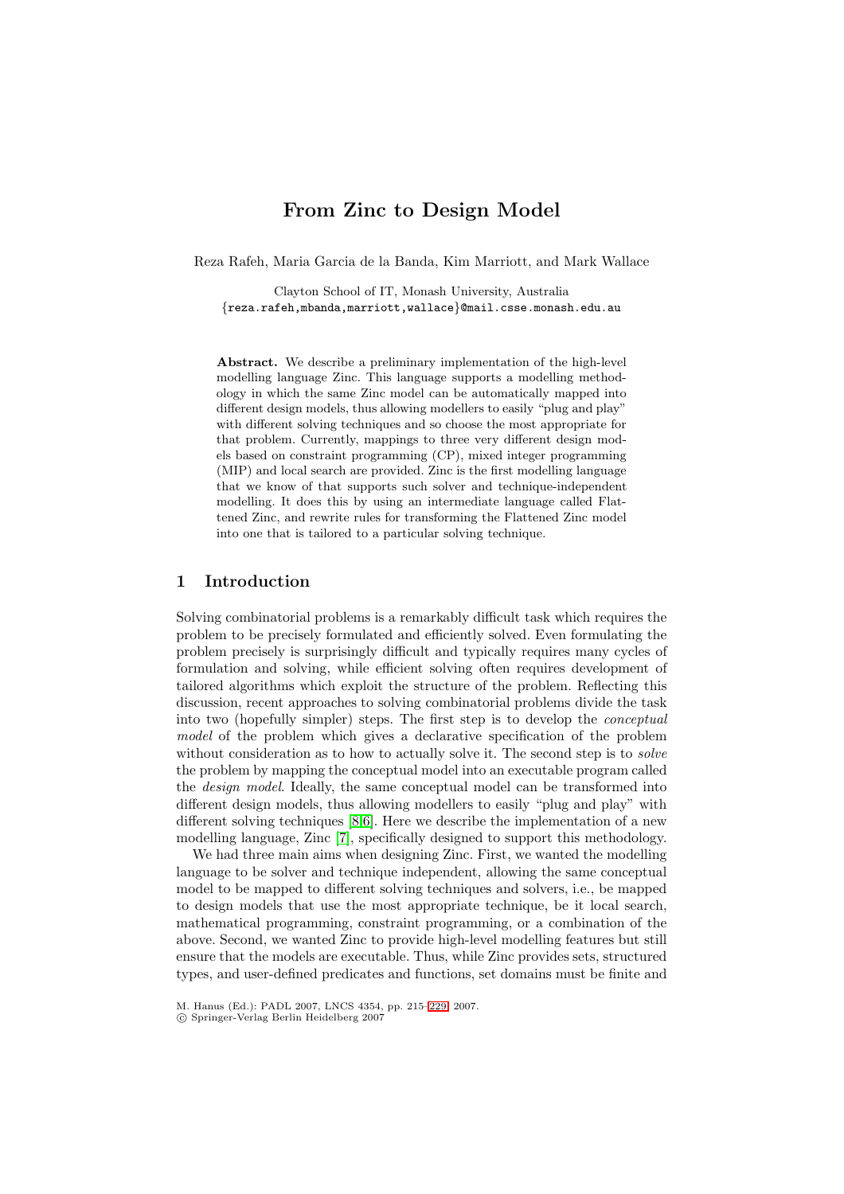# From Zinc to Design Model

Reza Rafeh, Maria Garcia de la Banda, Kim Marriott, and Mark Wallace

Clayton School of IT, Monash University, Australia
{reza.rafeh,mbanda,marriott,wallace}@mail.csse.monash.edu.au

**Abstract.** We describe a preliminary implementation of the high-level modelling language Zinc. This language supports a modelling methodology in which the same Zinc model can be automatically mapped into different design models, thus allowing modellers to easily "plug and play" with different solving techniques and so choose the most appropriate for that problem. Currently, mappings to three very different design models based on constraint programming (CP), mixed integer programming (MIP) and local search are provided. Zinc is the first modelling language that we know of that supports such solver and technique-independent modelling. It does this by using an intermediate language called Flattened Zinc, and rewrite rules for transforming the Flattened Zinc model into one that is tailored to a particular solving technique.

## 1 Introduction

Solving combinatorial problems is a remarkably difficult task which requires the problem to be precisely formulated and efficiently solved. Even formulating the problem precisely is surprisingly difficult and typically requires many cycles of formulation and solving, while efficient solving often requires development of tailored algorithms which exploit the structure of the problem. Reflecting this discussion, recent approaches to solving combinatorial problems divide the task into two (hopefully simpler) steps. The first step is to develop the *conceptual model* of the problem which gives a declarative specification of the problem without consideration as to how to actually solve it. The second step is to *solve* the problem by mapping the conceptual model into an executable program called the *design model*. Ideally, the same conceptual model can be transformed into different design models, thus allowing modellers to easily "plug and play" with different solving techniques [8,6]. Here we describe the implementation of a new modelling language, Zinc [7], specifically designed to support this methodology.

We had three main aims when designing Zinc. First, we wanted the modelling language to be solver and technique independent, allowing the same conceptual model to be mapped to different solving techniques and solvers, i.e., be mapped to design models that use the most appropriate technique, be it local search, mathematical programming, constraint programming, or a combination of the above. Second, we wanted Zinc to provide high-level modelling features but still ensure that the models are executable. Thus, while Zinc provides sets, structured types, and user-defined predicates and functions, set domains must be finite and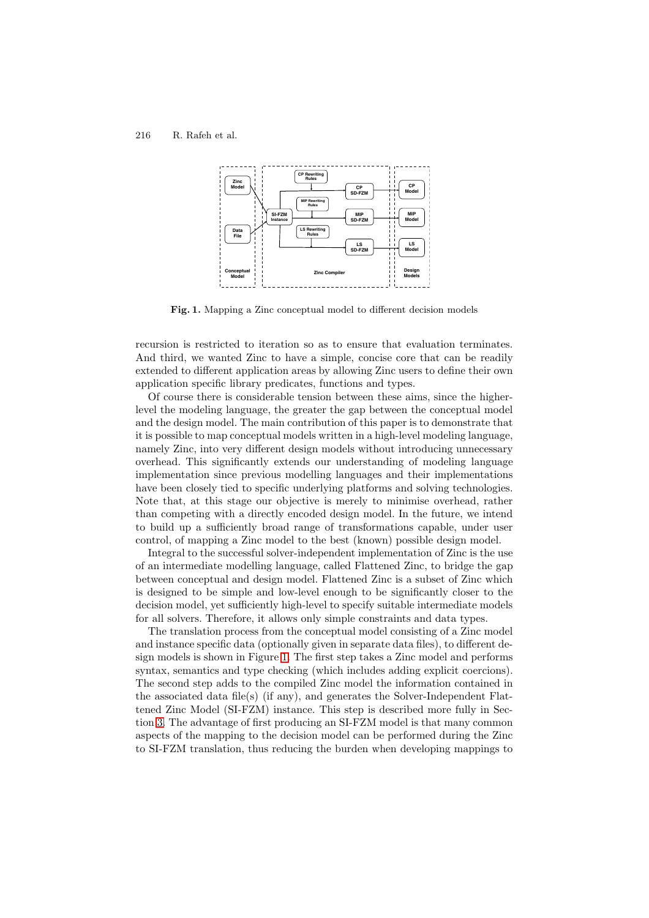Zinc Model

Data File

Conceptual Model

CP Rewriting Rules

MIP Rewriting Rules

LS Rewriting Rules

SI-FZM Instance

CP SD-FZM

MIP SD-FZM

LS SD-FZM

Zinc Compiler

CP Model

MIP Model

LS Model

Design Models

**Fig. 1.** Mapping a Zinc conceptual model to different decision models

recursion is restricted to iteration so as to ensure that evaluation terminates. And third, we wanted Zinc to have a simple, concise core that can be readily extended to different application areas by allowing Zinc users to define their own application specific library predicates, functions and types.

Of course there is considerable tension between these aims, since the higher-level the modeling language, the greater the gap between the conceptual model and the design model. The main contribution of this paper is to demonstrate that it is possible to map conceptual models written in a high-level modeling language, namely Zinc, into very different design models without introducing unnecessary overhead. This significantly extends our understanding of modeling language implementation since previous modelling languages and their implementations have been closely tied to specific underlying platforms and solving technologies. Note that, at this stage our objective is merely to minimise overhead, rather than competing with a directly encoded design model. In the future, we intend to build up a sufficiently broad range of transformations capable, under user control, of mapping a Zinc model to the best (known) possible design model.

Integral to the successful solver-independent implementation of Zinc is the use of an intermediate modelling language, called Flattened Zinc, to bridge the gap between conceptual and design model. Flattened Zinc is a subset of Zinc which is designed to be simple and low-level enough to be significantly closer to the decision model, yet sufficiently high-level to specify suitable intermediate models for all solvers. Therefore, it allows only simple constraints and data types.

The translation process from the conceptual model consisting of a Zinc model and instance specific data (optionally given in separate data files), to different design models is shown in Figure 1. The first step takes a Zinc model and performs syntax, semantics and type checking (which includes adding explicit coercions). The second step adds to the compiled Zinc model the information contained in the associated data file(s) (if any), and generates the Solver-Independent Flattened Zinc Model (SI-FZM) instance. This step is described more fully in Section 3. The advantage of first producing an SI-FZM model is that many common aspects of the mapping to the decision model can be performed during the Zinc to SI-FZM translation, thus reducing the burden when developing mappings to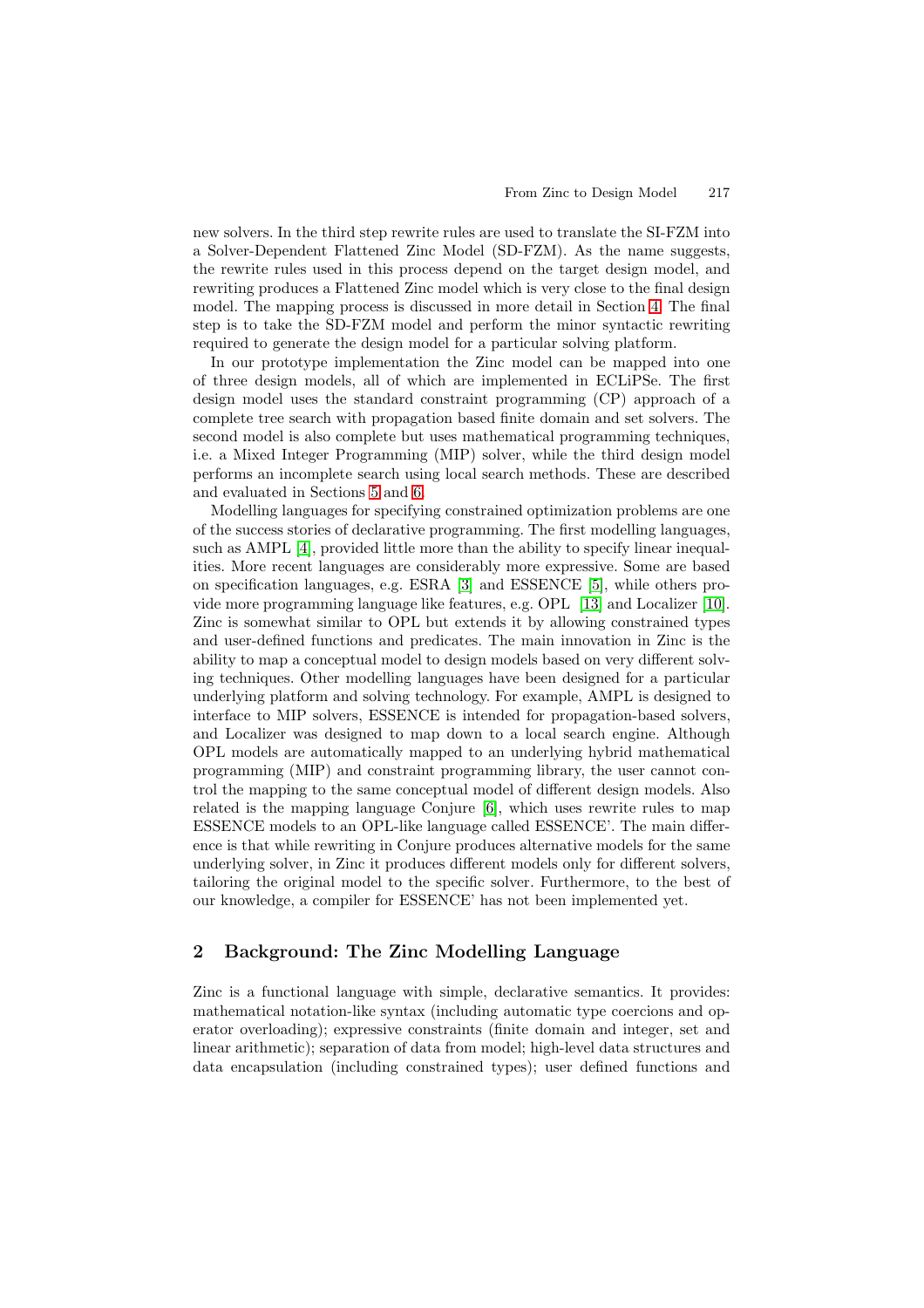new solvers. In the third step rewrite rules are used to translate the SI-FZM into a Solver-Dependent Flattened Zinc Model (SD-FZM). As the name suggests, the rewrite rules used in this process depend on the target design model, and rewriting produces a Flattened Zinc model which is very close to the final design model. The mapping process is discussed in more detail in Section 4. The final step is to take the SD-FZM model and perform the minor syntactic rewriting required to generate the design model for a particular solving platform.

In our prototype implementation the Zinc model can be mapped into one of three design models, all of which are implemented in ECLiPSe. The first design model uses the standard constraint programming (CP) approach of a complete tree search with propagation based finite domain and set solvers. The second model is also complete but uses mathematical programming techniques, i.e. a Mixed Integer Programming (MIP) solver, while the third design model performs an incomplete search using local search methods. These are described and evaluated in Sections 5 and 6.

Modelling languages for specifying constrained optimization problems are one of the success stories of declarative programming. The first modelling languages, such as AMPL [4], provided little more than the ability to specify linear inequalities. More recent languages are considerably more expressive. Some are based on specification languages, e.g. ESRA [3] and ESSENCE [5], while others provide more programming language like features, e.g. OPL [13] and Localizer [10]. Zinc is somewhat similar to OPL but extends it by allowing constrained types and user-defined functions and predicates. The main innovation in Zinc is the ability to map a conceptual model to design models based on very different solving techniques. Other modelling languages have been designed for a particular underlying platform and solving technology. For example, AMPL is designed to interface to MIP solvers, ESSENCE is intended for propagation-based solvers, and Localizer was designed to map down to a local search engine. Although OPL models are automatically mapped to an underlying hybrid mathematical programming (MIP) and constraint programming library, the user cannot control the mapping to the same conceptual model of different design models. Also related is the mapping language Conjure [6], which uses rewrite rules to map ESSENCE models to an OPL-like language called ESSENCE'. The main difference is that while rewriting in Conjure produces alternative models for the same underlying solver, in Zinc it produces different models only for different solvers, tailoring the original model to the specific solver. Furthermore, to the best of our knowledge, a compiler for ESSENCE' has not been implemented yet.

## 2 Background: The Zinc Modelling Language

Zinc is a functional language with simple, declarative semantics. It provides: mathematical notation-like syntax (including automatic type coercions and operator overloading); expressive constraints (finite domain and integer, set and linear arithmetic); separation of data from model; high-level data structures and data encapsulation (including constrained types); user defined functions and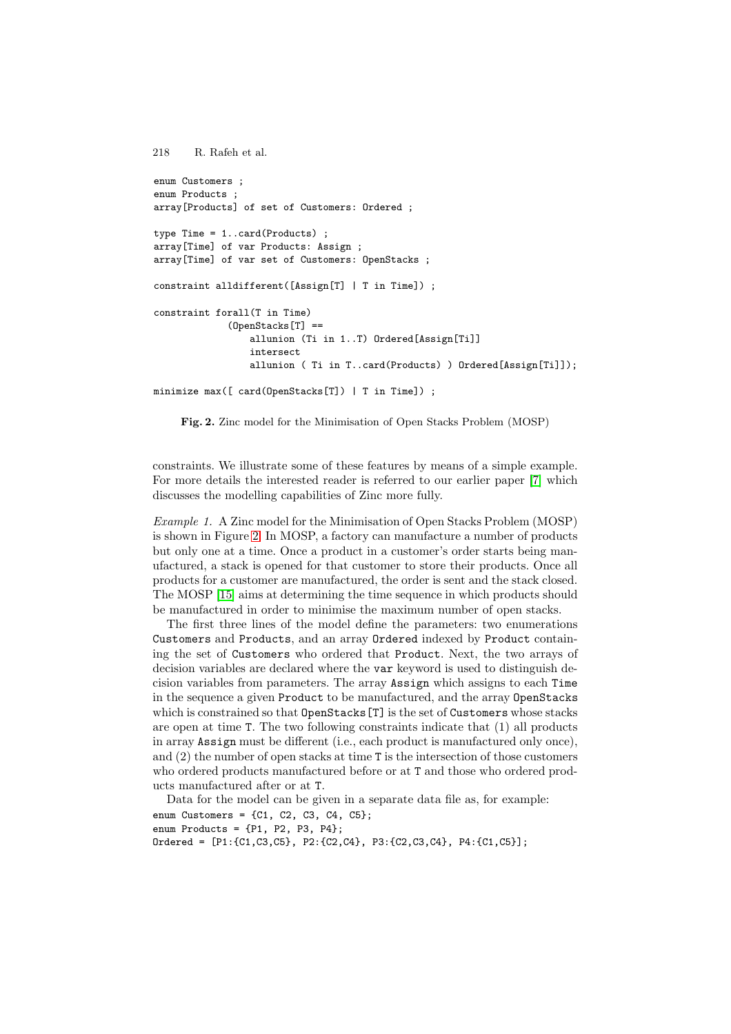```
enum Customers ;
enum Products ;
array[Products] of set of Customers: Ordered ;

type Time = 1..card(Products) ;
array[Time] of var Products: Assign ;
array[Time] of var set of Customers: OpenStacks ;

constraint alldifferent([Assign[T] | T in Time]) ;

constraint forall(T in Time)
            (OpenStacks[T] ==
                allunion (Ti in 1..T) Ordered[Assign[Ti]]
                intersect
                allunion ( Ti in T..card(Products) ) Ordered[Assign[Ti]]);

minimize max([ card(OpenStacks[T]) | T in Time]) ;
```

**Fig. 2.** Zinc model for the Minimisation of Open Stacks Problem (MOSP)

constraints. We illustrate some of these features by means of a simple example. For more details the interested reader is referred to our earlier paper [7] which discusses the modelling capabilities of Zinc more fully.

*Example 1.* A Zinc model for the Minimisation of Open Stacks Problem (MOSP) is shown in Figure 2. In MOSP, a factory can manufacture a number of products but only one at a time. Once a product in a customer's order starts being manufactured, a stack is opened for that customer to store their products. Once all products for a customer are manufactured, the order is sent and the stack closed. The MOSP [15] aims at determining the time sequence in which products should be manufactured in order to minimise the maximum number of open stacks.

The first three lines of the model define the parameters: two enumerations `Customers` and `Products`, and an array `Ordered` indexed by `Product` containing the set of `Customers` who ordered that `Product`. Next, the two arrays of decision variables are declared where the `var` keyword is used to distinguish decision variables from parameters. The array `Assign` which assigns to each `Time` in the sequence a given `Product` to be manufactured, and the array `OpenStacks` which is constrained so that `OpenStacks[T]` is the set of `Customers` whose stacks are open at time `T`. The two following constraints indicate that (1) all products in array `Assign` must be different (i.e., each product is manufactured only once), and (2) the number of open stacks at time `T` is the intersection of those customers who ordered products manufactured before or at `T` and those who ordered products manufactured after or at `T`.

Data for the model can be given in a separate data file as, for example:

```
enum Customers = {C1, C2, C3, C4, C5};
enum Products = {P1, P2, P3, P4};
Ordered = [P1:{C1,C3,C5}, P2:{C2,C4}, P3:{C2,C3,C4}, P4:{C1,C5}];
```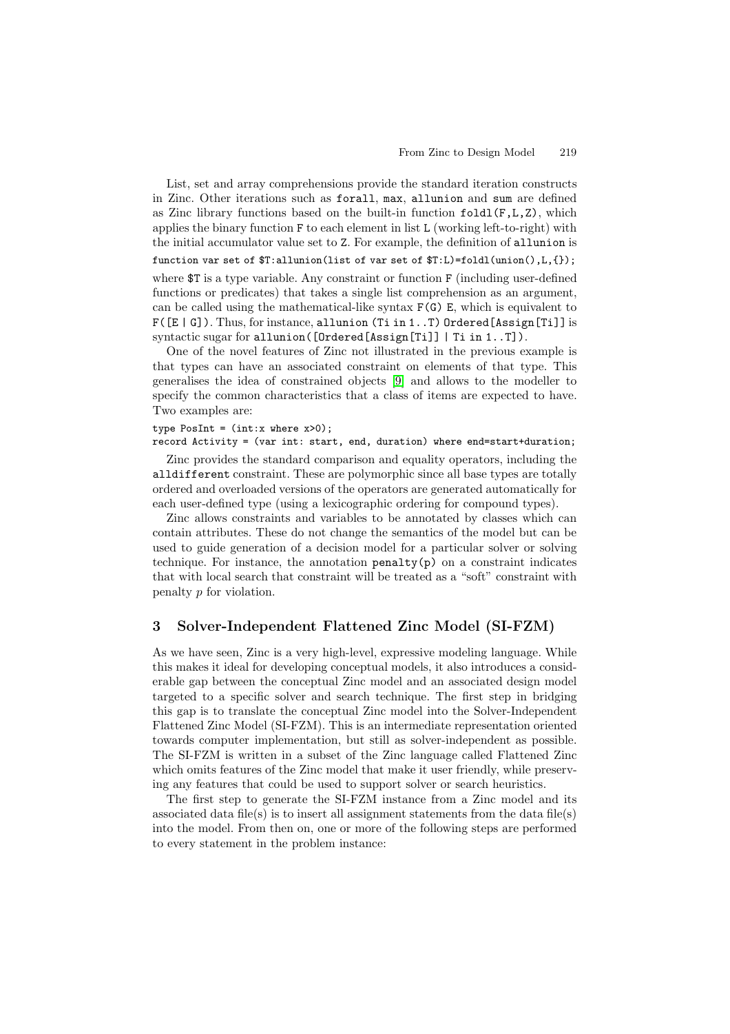List, set and array comprehensions provide the standard iteration constructs in Zinc. Other iterations such as `forall`, `max`, `allunion` and `sum` are defined as Zinc library functions based on the built-in function `foldl(F,L,Z)`, which applies the binary function `F` to each element in list `L` (working left-to-right) with the initial accumulator value set to `Z`. For example, the definition of `allunion` is

```
function var set of $T:allunion(list of var set of $T:L)=foldl(union(),L,{});
```

where `$T` is a type variable. Any constraint or function `F` (including user-defined functions or predicates) that takes a single list comprehension as an argument, can be called using the mathematical-like syntax `F(G) E`, which is equivalent to `F([E | G])`. Thus, for instance, `allunion (Ti in 1..T) Ordered[Assign[Ti]]` is syntactic sugar for `allunion([Ordered[Assign[Ti]] | Ti in 1..T])`.

One of the novel features of Zinc not illustrated in the previous example is that types can have an associated constraint on elements of that type. This generalises the idea of constrained objects [9] and allows to the modeller to specify the common characteristics that a class of items are expected to have. Two examples are:

```
type PosInt = (int:x where x>0);
record Activity = (var int: start, end, duration) where end=start+duration;
```

Zinc provides the standard comparison and equality operators, including the `alldifferent` constraint. These are polymorphic since all base types are totally ordered and overloaded versions of the operators are generated automatically for each user-defined type (using a lexicographic ordering for compound types).

Zinc allows constraints and variables to be annotated by classes which can contain attributes. These do not change the semantics of the model but can be used to guide generation of a decision model for a particular solver or solving technique. For instance, the annotation `penalty(p)` on a constraint indicates that with local search that constraint will be treated as a "soft" constraint with penalty $p$ for violation.

## 3 Solver-Independent Flattened Zinc Model (SI-FZM)

As we have seen, Zinc is a very high-level, expressive modeling language. While this makes it ideal for developing conceptual models, it also introduces a considerable gap between the conceptual Zinc model and an associated design model targeted to a specific solver and search technique. The first step in bridging this gap is to translate the conceptual Zinc model into the Solver-Independent Flattened Zinc Model (SI-FZM). This is an intermediate representation oriented towards computer implementation, but still as solver-independent as possible. The SI-FZM is written in a subset of the Zinc language called Flattened Zinc which omits features of the Zinc model that make it user friendly, while preserving any features that could be used to support solver or search heuristics.

The first step to generate the SI-FZM instance from a Zinc model and its associated data file(s) is to insert all assignment statements from the data file(s) into the model. From then on, one or more of the following steps are performed to every statement in the problem instance: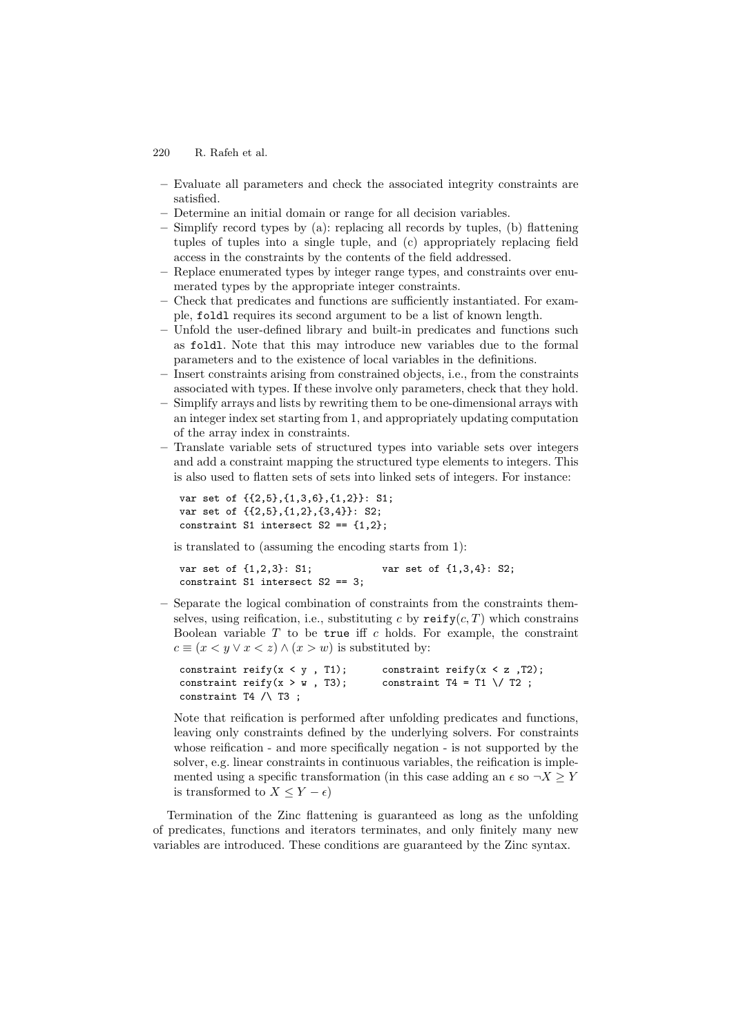– Evaluate all parameters and check the associated integrity constraints are satisfied.
– Determine an initial domain or range for all decision variables.
– Simplify record types by (a): replacing all records by tuples, (b) flattening tuples of tuples into a single tuple, and (c) appropriately replacing field access in the constraints by the contents of the field addressed.
– Replace enumerated types by integer range types, and constraints over enumerated types by the appropriate integer constraints.
– Check that predicates and functions are sufficiently instantiated. For example, `foldl` requires its second argument to be a list of known length.
– Unfold the user-defined library and built-in predicates and functions such as `foldl`. Note that this may introduce new variables due to the formal parameters and to the existence of local variables in the definitions.
– Insert constraints arising from constrained objects, i.e., from the constraints associated with types. If these involve only parameters, check that they hold.
– Simplify arrays and lists by rewriting them to be one-dimensional arrays with an integer index set starting from 1, and appropriately updating computation of the array index in constraints.
– Translate variable sets of structured types into variable sets over integers and add a constraint mapping the structured type elements to integers. This is also used to flatten sets of sets into linked sets of integers. For instance:

```
var set of {{2,5},{1,3,6},{1,2}}: S1;
var set of {{2,5},{1,2},{3,4}}: S2;
constraint S1 intersect S2 == {1,2};
```

is translated to (assuming the encoding starts from 1):

```
var set of {1,2,3}: S1;          var set of {1,3,4}: S2;
constraint S1 intersect S2 == 3;
```

– Separate the logical combination of constraints from the constraints themselves, using reification, i.e., substituting $c$ by $\mathtt{reify}(c, T)$ which constrains Boolean variable $T$ to be `true` iff $c$ holds. For example, the constraint $c \equiv (x < y \vee x < z) \wedge (x > w)$ is substituted by:

```
constraint reify(x < y , T1);      constraint reify(x < z ,T2);
constraint reify(x > w , T3);      constraint T4 = T1 \/ T2 ;
constraint T4 /\ T3 ;
```

Note that reification is performed after unfolding predicates and functions, leaving only constraints defined by the underlying solvers. For constraints whose reification - and more specifically negation - is not supported by the solver, e.g. linear constraints in continuous variables, the reification is implemented using a specific transformation (in this case adding an $\epsilon$ so $\neg X \geq Y$ is transformed to $X \leq Y - \epsilon$)

Termination of the Zinc flattening is guaranteed as long as the unfolding of predicates, functions and iterators terminates, and only finitely many new variables are introduced. These conditions are guaranteed by the Zinc syntax.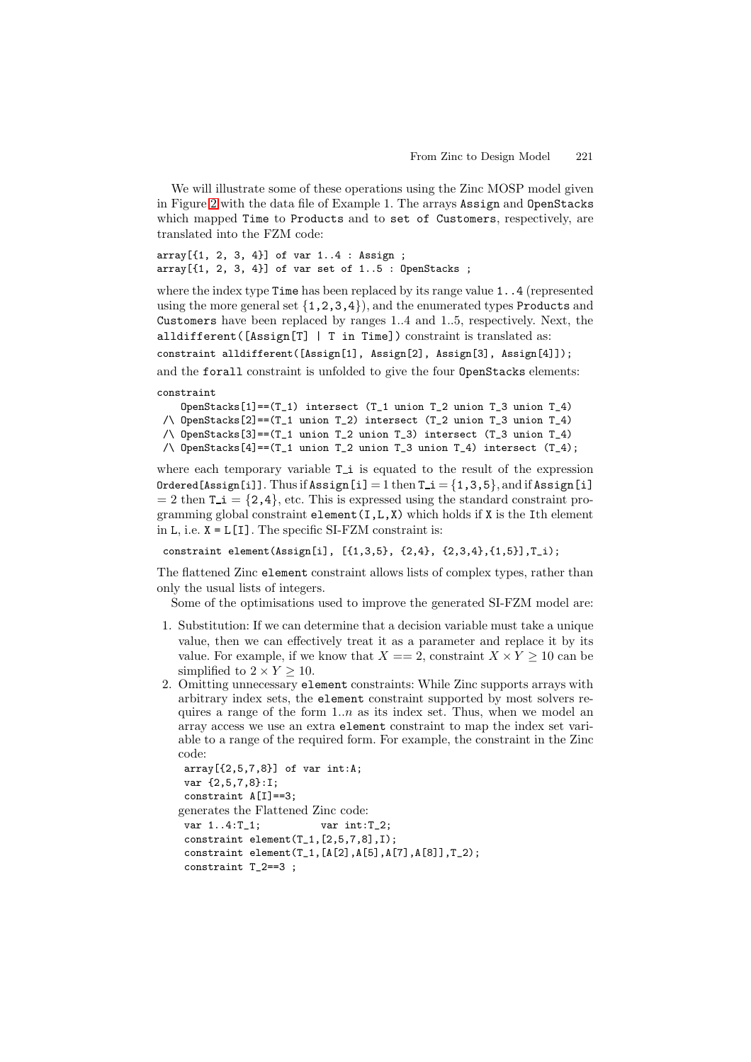We will illustrate some of these operations using the Zinc MOSP model given in Figure 2 with the data file of Example 1. The arrays Assign and OpenStacks which mapped Time to Products and to set of Customers, respectively, are translated into the FZM code:

```
array[{1, 2, 3, 4}] of var 1..4 : Assign ;
array[{1, 2, 3, 4}] of var set of 1..5 : OpenStacks ;
```

where the index type Time has been replaced by its range value 1..4 (represented using the more general set {1,2,3,4}), and the enumerated types Products and Customers have been replaced by ranges 1..4 and 1..5, respectively. Next, the alldifferent([Assign[T] | T in Time]) constraint is translated as:

```
constraint alldifferent([Assign[1], Assign[2], Assign[3], Assign[4]]);
```

and the forall constraint is unfolded to give the four OpenStacks elements:

```
constraint
    OpenStacks[1]==(T_1) intersect (T_1 union T_2 union T_3 union T_4)
 /\ OpenStacks[2]==(T_1 union T_2) intersect (T_2 union T_3 union T_4)
 /\ OpenStacks[3]==(T_1 union T_2 union T_3) intersect (T_3 union T_4)
 /\ OpenStacks[4]==(T_1 union T_2 union T_3 union T_4) intersect (T_4);
```

where each temporary variable T_i is equated to the result of the expression Ordered[Assign[i]]. Thus if Assign[i] $= 1$ then T_i $= \{1,3,5\}$, and if Assign[i] $= 2$ then T_i $= \{2,4\}$, etc. This is expressed using the standard constraint programming global constraint element(I,L,X) which holds if X is the Ith element in L, i.e. X = L[I]. The specific SI-FZM constraint is:

```
constraint element(Assign[i], [{1,3,5}, {2,4}, {2,3,4},{1,5}],T_i);
```

The flattened Zinc element constraint allows lists of complex types, rather than only the usual lists of integers.

Some of the optimisations used to improve the generated SI-FZM model are:

1. Substitution: If we can determine that a decision variable must take a unique value, then we can effectively treat it as a parameter and replace it by its value. For example, if we know that $X == 2$, constraint $X \times Y \geq 10$ can be simplified to $2 \times Y \geq 10$.
2. Omitting unnecessary element constraints: While Zinc supports arrays with arbitrary index sets, the element constraint supported by most solvers requires a range of the form $1..n$ as its index set. Thus, when we model an array access we use an extra element constraint to map the index set variable to a range of the required form. For example, the constraint in the Zinc code:
   ```
   array[{2,5,7,8}] of var int:A;
   var {2,5,7,8}:I;
   constraint A[I]==3;
   ```
   generates the Flattened Zinc code:
   ```
   var 1..4:T_1;          var int:T_2;
   constraint element(T_1,[2,5,7,8],I);
   constraint element(T_1,[A[2],A[5],A[7],A[8]],T_2);
   constraint T_2==3 ;
   ```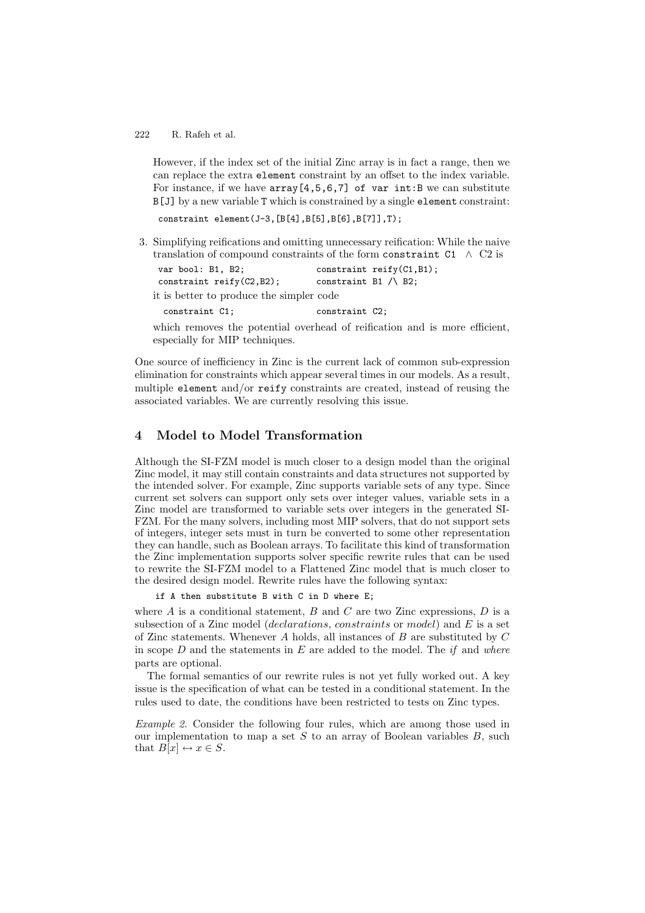However, if the index set of the initial Zinc array is in fact a range, then we can replace the extra `element` constraint by an offset to the index variable. For instance, if we have `array[4,5,6,7] of var int:B` we can substitute `B[J]` by a new variable `T` which is constrained by a single `element` constraint:

```
constraint element(J-3,[B[4],B[5],B[6],B[7]],T);
```

3. Simplifying reifications and omitting unnecessary reification: While the naive translation of compound constraints of the form `constraint C1` $\wedge$ `C2` is

```
var bool: B1, B2;              constraint reify(C1,B1);
constraint reify(C2,B2);       constraint B1 /\ B2;
```

it is better to produce the simpler code

```
constraint C1;                 constraint C2;
```

which removes the potential overhead of reification and is more efficient, especially for MIP techniques.

One source of inefficiency in Zinc is the current lack of common sub-expression elimination for constraints which appear several times in our models. As a result, multiple `element` and/or `reify` constraints are created, instead of reusing the associated variables. We are currently resolving this issue.

## 4 Model to Model Transformation

Although the SI-FZM model is much closer to a design model than the original Zinc model, it may still contain constraints and data structures not supported by the intended solver. For example, Zinc supports variable sets of any type. Since current set solvers can support only sets over integer values, variable sets in a Zinc model are transformed to variable sets over integers in the generated SI-FZM. For the many solvers, including most MIP solvers, that do not support sets of integers, integer sets must in turn be converted to some other representation they can handle, such as Boolean arrays. To facilitate this kind of transformation the Zinc implementation supports solver specific rewrite rules that can be used to rewrite the SI-FZM model to a Flattened Zinc model that is much closer to the desired design model. Rewrite rules have the following syntax:

```
if A then substitute B with C in D where E;
```

where $A$ is a conditional statement, $B$ and $C$ are two Zinc expressions, $D$ is a subsection of a Zinc model (*declarations*, *constraints* or *model*) and $E$ is a set of Zinc statements. Whenever $A$ holds, all instances of $B$ are substituted by $C$ in scope $D$ and the statements in $E$ are added to the model. The *if* and *where* parts are optional.

The formal semantics of our rewrite rules is not yet fully worked out. A key issue is the specification of what can be tested in a conditional statement. In the rules used to date, the conditions have been restricted to tests on Zinc types.

*Example 2.* Consider the following four rules, which are among those used in our implementation to map a set $S$ to an array of Boolean variables $B$, such that $B[x] \leftrightarrow x \in S$.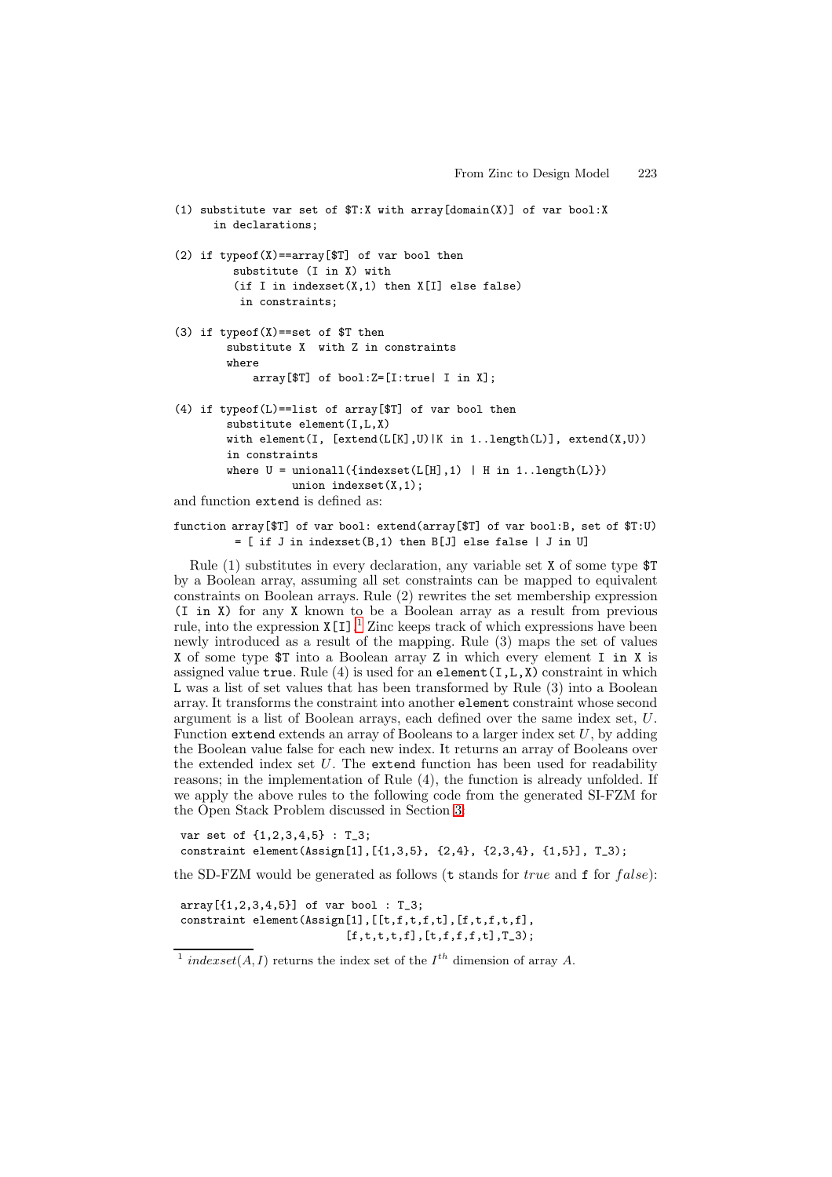```
(1) substitute var set of $T:X with array[domain(X)] of var bool:X
      in declarations;

(2) if typeof(X)==array[$T] of var bool then
         substitute (I in X) with
         (if I in indexset(X,1) then X[I] else false)
          in constraints;

(3) if typeof(X)==set of $T then
        substitute X  with Z in constraints
        where
            array[$T] of bool:Z=[I:true| I in X];

(4) if typeof(L)==list of array[$T] of var bool then
        substitute element(I,L,X)
        with element(I, [extend(L[K],U)|K in 1..length(L)], extend(X,U))
        in constraints
        where U = unionall({indexset(L[H],1) | H in 1..length(L)})
                  union indexset(X,1);
```

and function `extend` is defined as:

```
function array[$T] of var bool: extend(array[$T] of var bool:B, set of $T:U)
         = [ if J in indexset(B,1) then B[J] else false | J in U]
```

Rule (1) substitutes in every declaration, any variable set `X` of some type `$T` by a Boolean array, assuming all set constraints can be mapped to equivalent constraints on Boolean arrays. Rule (2) rewrites the set membership expression `(I in X)` for any `X` known to be a Boolean array as a result from previous rule, into the expression `X[I]`.[1] Zinc keeps track of which expressions have been newly introduced as a result of the mapping. Rule (3) maps the set of values `X` of some type `$T` into a Boolean array `Z` in which every element `I in X` is assigned value `true`. Rule (4) is used for an `element(I,L,X)` constraint in which `L` was a list of set values that has been transformed by Rule (3) into a Boolean array. It transforms the constraint into another `element` constraint whose second argument is a list of Boolean arrays, each defined over the same index set, $U$. Function `extend` extends an array of Booleans to a larger index set $U$, by adding the Boolean value false for each new index. It returns an array of Booleans over the extended index set $U$. The `extend` function has been used for readability reasons; in the implementation of Rule (4), the function is already unfolded. If we apply the above rules to the following code from the generated SI-FZM for the Open Stack Problem discussed in Section 3:

```
var set of {1,2,3,4,5} : T_3;
constraint element(Assign[1],[{1,3,5}, {2,4}, {2,3,4}, {1,5}], T_3);
```

the SD-FZM would be generated as follows (`t` stands for *true* and `f` for *false*):

```
array[{1,2,3,4,5}] of var bool : T_3;
constraint element(Assign[1],[[t,f,t,f,t],[f,t,f,t,f],
                          [f,t,t,t,f],[t,f,f,f,t],T_3);
```

[1] $indexset(A, I)$ returns the index set of the $I^{th}$ dimension of array $A$.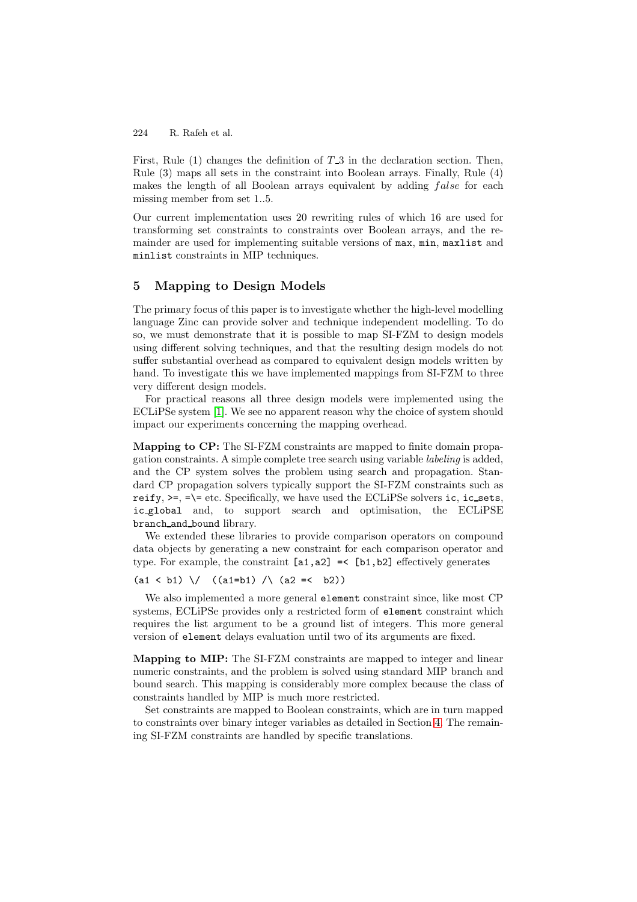First, Rule (1) changes the definition of $T\_3$ in the declaration section. Then, Rule (3) maps all sets in the constraint into Boolean arrays. Finally, Rule (4) makes the length of all Boolean arrays equivalent by adding *false* for each missing member from set 1..5.

Our current implementation uses 20 rewriting rules of which 16 are used for transforming set constraints to constraints over Boolean arrays, and the remainder are used for implementing suitable versions of `max`, `min`, `maxlist` and `minlist` constraints in MIP techniques.

## 5 Mapping to Design Models

The primary focus of this paper is to investigate whether the high-level modelling language Zinc can provide solver and technique independent modelling. To do so, we must demonstrate that it is possible to map SI-FZM to design models using different solving techniques, and that the resulting design models do not suffer substantial overhead as compared to equivalent design models written by hand. To investigate this we have implemented mappings from SI-FZM to three very different design models.

For practical reasons all three design models were implemented using the ECLiPSe system [1]. We see no apparent reason why the choice of system should impact our experiments concerning the mapping overhead.

**Mapping to CP:** The SI-FZM constraints are mapped to finite domain propagation constraints. A simple complete tree search using variable *labeling* is added, and the CP system solves the problem using search and propagation. Standard CP propagation solvers typically support the SI-FZM constraints such as `reify`, `>=`, `=\=` etc. Specifically, we have used the ECLiPSe solvers `ic`, `ic_sets`, `ic_global` and, to support search and optimisation, the ECLiPSE `branch_and_bound` library.

We extended these libraries to provide comparison operators on compound data objects by generating a new constraint for each comparison operator and type. For example, the constraint `[a1,a2] =< [b1,b2]` effectively generates

```
(a1 < b1) \/  ((a1=b1) /\ (a2 =<  b2))
```

We also implemented a more general `element` constraint since, like most CP systems, ECLiPSe provides only a restricted form of `element` constraint which requires the list argument to be a ground list of integers. This more general version of `element` delays evaluation until two of its arguments are fixed.

**Mapping to MIP:** The SI-FZM constraints are mapped to integer and linear numeric constraints, and the problem is solved using standard MIP branch and bound search. This mapping is considerably more complex because the class of constraints handled by MIP is much more restricted.

Set constraints are mapped to Boolean constraints, which are in turn mapped to constraints over binary integer variables as detailed in Section 4. The remaining SI-FZM constraints are handled by specific translations.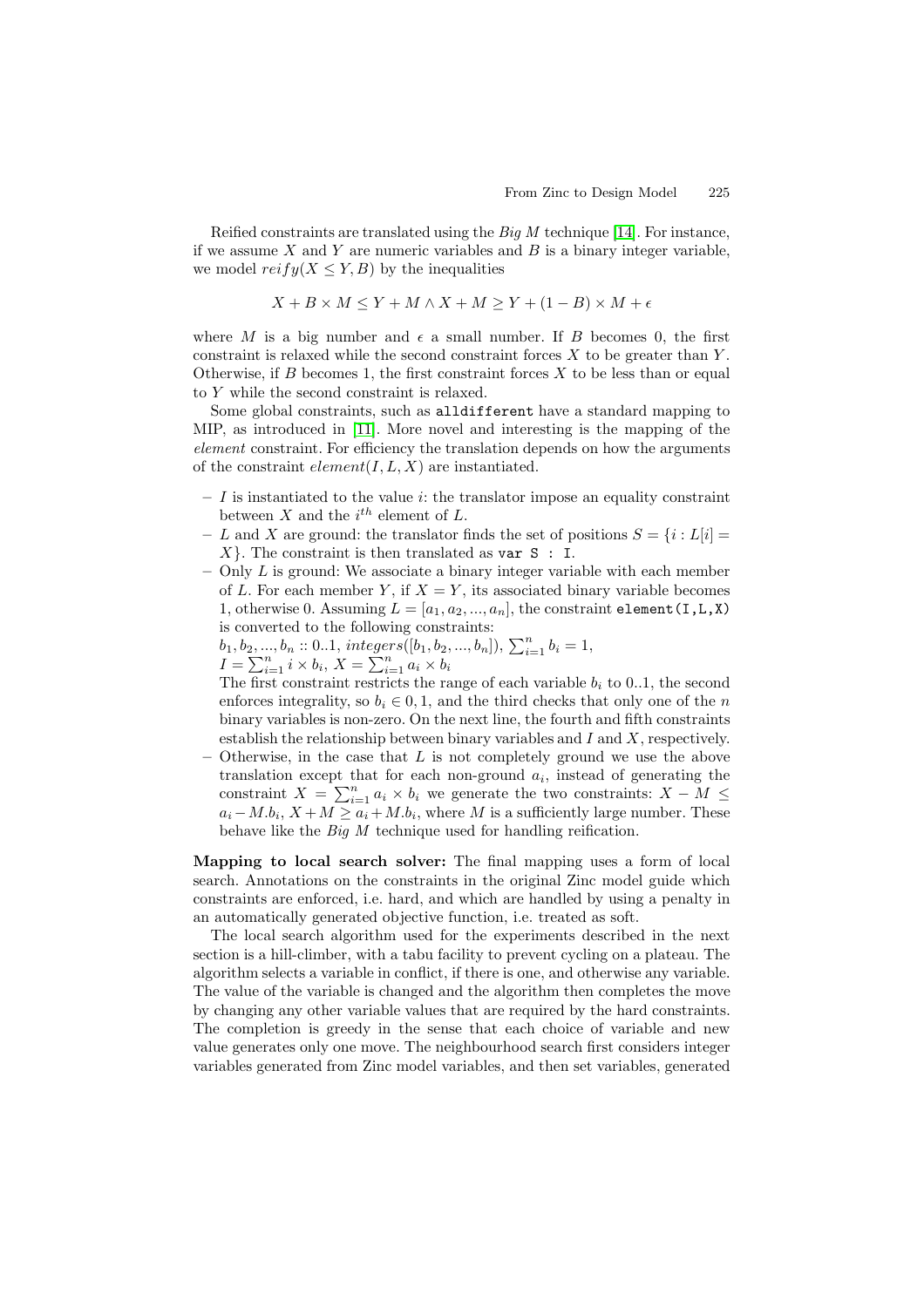Reified constraints are translated using the *Big M* technique [14]. For instance, if we assume $X$ and $Y$ are numeric variables and $B$ is a binary integer variable, we model $reify(X \leq Y, B)$ by the inequalities

$$X + B \times M \leq Y + M \wedge X + M \geq Y + (1 - B) \times M + \epsilon$$

where $M$ is a big number and $\epsilon$ a small number. If $B$ becomes 0, the first constraint is relaxed while the second constraint forces $X$ to be greater than $Y$. Otherwise, if $B$ becomes 1, the first constraint forces $X$ to be less than or equal to $Y$ while the second constraint is relaxed.

Some global constraints, such as `alldifferent` have a standard mapping to MIP, as introduced in [11]. More novel and interesting is the mapping of the *element* constraint. For efficiency the translation depends on how the arguments of the constraint $element(I, L, X)$ are instantiated.

- $I$ is instantiated to the value $i$: the translator impose an equality constraint between $X$ and the $i^{th}$ element of $L$.
- $L$ and $X$ are ground: the translator finds the set of positions $S = \{i : L[i] = X\}$. The constraint is then translated as `var S : I`.
- Only $L$ is ground: We associate a binary integer variable with each member of $L$. For each member $Y$, if $X = Y$, its associated binary variable becomes 1, otherwise 0. Assuming $L = [a_1, a_2, ..., a_n]$, the constraint `element(I,L,X)` is converted to the following constraints:
  $b_1, b_2, ..., b_n :: 0..1$, $integers([b_1, b_2, ..., b_n])$, $\sum_{i=1}^{n} b_i = 1$,
  $I = \sum_{i=1}^{n} i \times b_i$, $X = \sum_{i=1}^{n} a_i \times b_i$
  The first constraint restricts the range of each variable $b_i$ to 0..1, the second enforces integrality, so $b_i \in 0, 1$, and the third checks that only one of the $n$ binary variables is non-zero. On the next line, the fourth and fifth constraints establish the relationship between binary variables and $I$ and $X$, respectively.
- Otherwise, in the case that $L$ is not completely ground we use the above translation except that for each non-ground $a_i$, instead of generating the constraint $X = \sum_{i=1}^{n} a_i \times b_i$ we generate the two constraints: $X - M \leq a_i - M.b_i$, $X + M \geq a_i + M.b_i$, where $M$ is a sufficiently large number. These behave like the *Big M* technique used for handling reification.

**Mapping to local search solver:** The final mapping uses a form of local search. Annotations on the constraints in the original Zinc model guide which constraints are enforced, i.e. hard, and which are handled by using a penalty in an automatically generated objective function, i.e. treated as soft.

The local search algorithm used for the experiments described in the next section is a hill-climber, with a tabu facility to prevent cycling on a plateau. The algorithm selects a variable in conflict, if there is one, and otherwise any variable. The value of the variable is changed and the algorithm then completes the move by changing any other variable values that are required by the hard constraints. The completion is greedy in the sense that each choice of variable and new value generates only one move. The neighbourhood search first considers integer variables generated from Zinc model variables, and then set variables, generated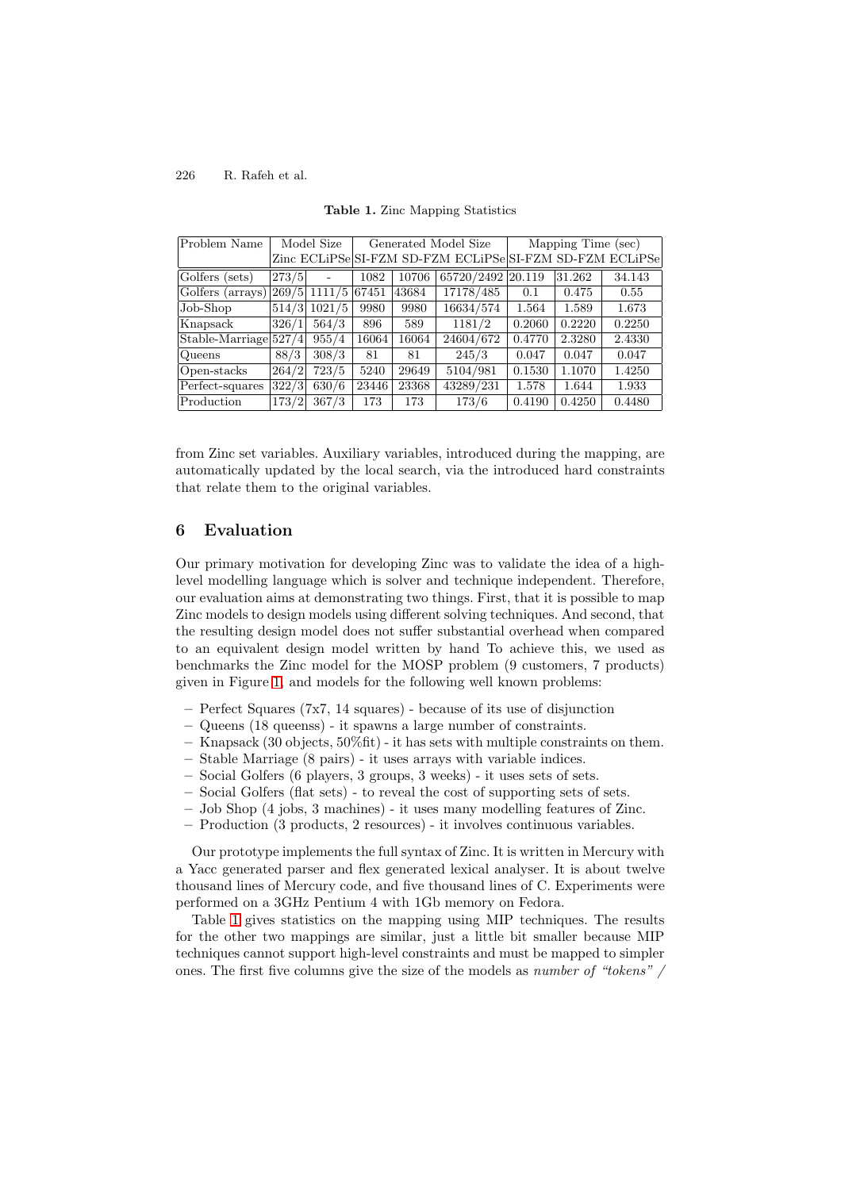**Table 1.** Zinc Mapping Statistics

| Problem Name | Model Size | | Generated Model Size | | | Mapping Time (sec) | | |
|---|---|---|---|---|---|---|---|---|
| | Zinc | ECLiPSe | SI-FZM | SD-FZM | ECLiPSe | SI-FZM | SD-FZM | ECLiPSe |
| Golfers (sets) | 273/5 | - | 1082 | 10706 | 65720/2492 | 20.119 | 31.262 | 34.143 |
| Golfers (arrays) | 269/5 | 1111/5 | 67451 | 43684 | 17178/485 | 0.1 | 0.475 | 0.55 |
| Job-Shop | 514/3 | 1021/5 | 9980 | 9980 | 16634/574 | 1.564 | 1.589 | 1.673 |
| Knapsack | 326/1 | 564/3 | 896 | 589 | 1181/2 | 0.2060 | 0.2220 | 0.2250 |
| Stable-Marriage | 527/4 | 955/4 | 16064 | 16064 | 24604/672 | 0.4770 | 2.3280 | 2.4330 |
| Queens | 88/3 | 308/3 | 81 | 81 | 245/3 | 0.047 | 0.047 | 0.047 |
| Open-stacks | 264/2 | 723/5 | 5240 | 29649 | 5104/981 | 0.1530 | 1.1070 | 1.4250 |
| Perfect-squares | 322/3 | 630/6 | 23446 | 23368 | 43289/231 | 1.578 | 1.644 | 1.933 |
| Production | 173/2 | 367/3 | 173 | 173 | 173/6 | 0.4190 | 0.4250 | 0.4480 |

from Zinc set variables. Auxiliary variables, introduced during the mapping, are automatically updated by the local search, via the introduced hard constraints that relate them to the original variables.

## 6 Evaluation

Our primary motivation for developing Zinc was to validate the idea of a high-level modelling language which is solver and technique independent. Therefore, our evaluation aims at demonstrating two things. First, that it is possible to map Zinc models to design models using different solving techniques. And second, that the resulting design model does not suffer substantial overhead when compared to an equivalent design model written by hand To achieve this, we used as benchmarks the Zinc model for the MOSP problem (9 customers, 7 products) given in Figure 1, and models for the following well known problems:

- Perfect Squares (7x7, 14 squares) - because of its use of disjunction
- Queens (18 queenss) - it spawns a large number of constraints.
- Knapsack (30 objects, 50%fit) - it has sets with multiple constraints on them.
- Stable Marriage (8 pairs) - it uses arrays with variable indices.
- Social Golfers (6 players, 3 groups, 3 weeks) - it uses sets of sets.
- Social Golfers (flat sets) - to reveal the cost of supporting sets of sets.
- Job Shop (4 jobs, 3 machines) - it uses many modelling features of Zinc.
- Production (3 products, 2 resources) - it involves continuous variables.

Our prototype implements the full syntax of Zinc. It is written in Mercury with a Yacc generated parser and flex generated lexical analyser. It is about twelve thousand lines of Mercury code, and five thousand lines of C. Experiments were performed on a 3GHz Pentium 4 with 1Gb memory on Fedora.

Table 1 gives statistics on the mapping using MIP techniques. The results for the other two mappings are similar, just a little bit smaller because MIP techniques cannot support high-level constraints and must be mapped to simpler ones. The first five columns give the size of the models as *number of "tokens" /*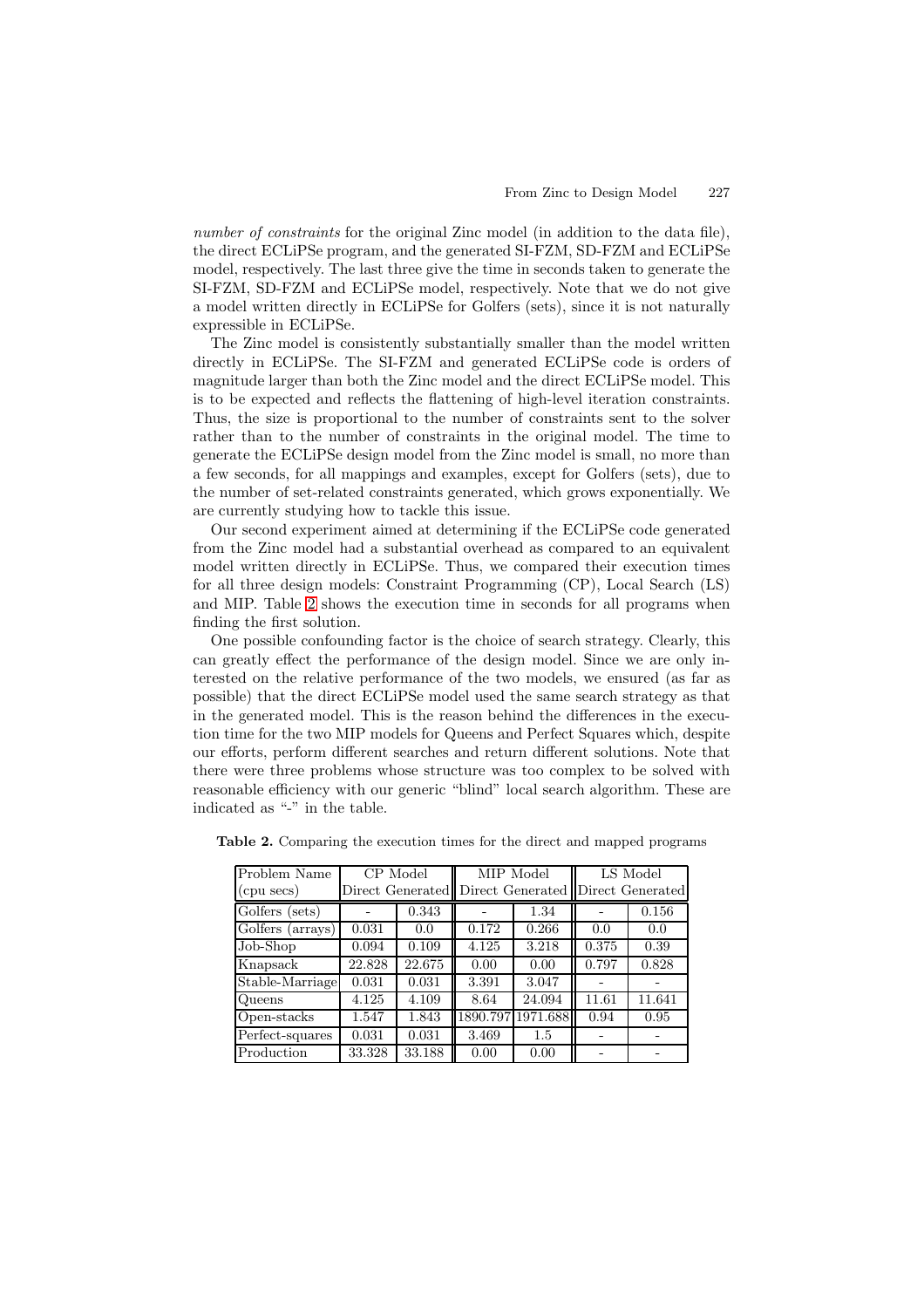*number of constraints* for the original Zinc model (in addition to the data file), the direct ECLiPSe program, and the generated SI-FZM, SD-FZM and ECLiPSe model, respectively. The last three give the time in seconds taken to generate the SI-FZM, SD-FZM and ECLiPSe model, respectively. Note that we do not give a model written directly in ECLiPSe for Golfers (sets), since it is not naturally expressible in ECLiPSe.

The Zinc model is consistently substantially smaller than the model written directly in ECLiPSe. The SI-FZM and generated ECLiPSe code is orders of magnitude larger than both the Zinc model and the direct ECLiPSe model. This is to be expected and reflects the flattening of high-level iteration constraints. Thus, the size is proportional to the number of constraints sent to the solver rather than to the number of constraints in the original model. The time to generate the ECLiPSe design model from the Zinc model is small, no more than a few seconds, for all mappings and examples, except for Golfers (sets), due to the number of set-related constraints generated, which grows exponentially. We are currently studying how to tackle this issue.

Our second experiment aimed at determining if the ECLiPSe code generated from the Zinc model had a substantial overhead as compared to an equivalent model written directly in ECLiPSe. Thus, we compared their execution times for all three design models: Constraint Programming (CP), Local Search (LS) and MIP. Table 2 shows the execution time in seconds for all programs when finding the first solution.

One possible confounding factor is the choice of search strategy. Clearly, this can greatly effect the performance of the design model. Since we are only interested on the relative performance of the two models, we ensured (as far as possible) that the direct ECLiPSe model used the same search strategy as that in the generated model. This is the reason behind the differences in the execution time for the two MIP models for Queens and Perfect Squares which, despite our efforts, perform different searches and return different solutions. Note that there were three problems whose structure was too complex to be solved with reasonable efficiency with our generic "blind" local search algorithm. These are indicated as "-" in the table.

**Table 2.** Comparing the execution times for the direct and mapped programs

| Problem Name | CP Model | | MIP Model | | LS Model | |
|---|---|---|---|---|---|---|
| (cpu secs) | Direct | Generated | Direct | Generated | Direct | Generated |
| Golfers (sets) | - | 0.343 | - | 1.34 | - | 0.156 |
| Golfers (arrays) | 0.031 | 0.0 | 0.172 | 0.266 | 0.0 | 0.0 |
| Job-Shop | 0.094 | 0.109 | 4.125 | 3.218 | 0.375 | 0.39 |
| Knapsack | 22.828 | 22.675 | 0.00 | 0.00 | 0.797 | 0.828 |
| Stable-Marriage | 0.031 | 0.031 | 3.391 | 3.047 | - | - |
| Queens | 4.125 | 4.109 | 8.64 | 24.094 | 11.61 | 11.641 |
| Open-stacks | 1.547 | 1.843 | 1890.797 | 1971.688 | 0.94 | 0.95 |
| Perfect-squares | 0.031 | 0.031 | 3.469 | 1.5 | - | - |
| Production | 33.328 | 33.188 | 0.00 | 0.00 | - | - |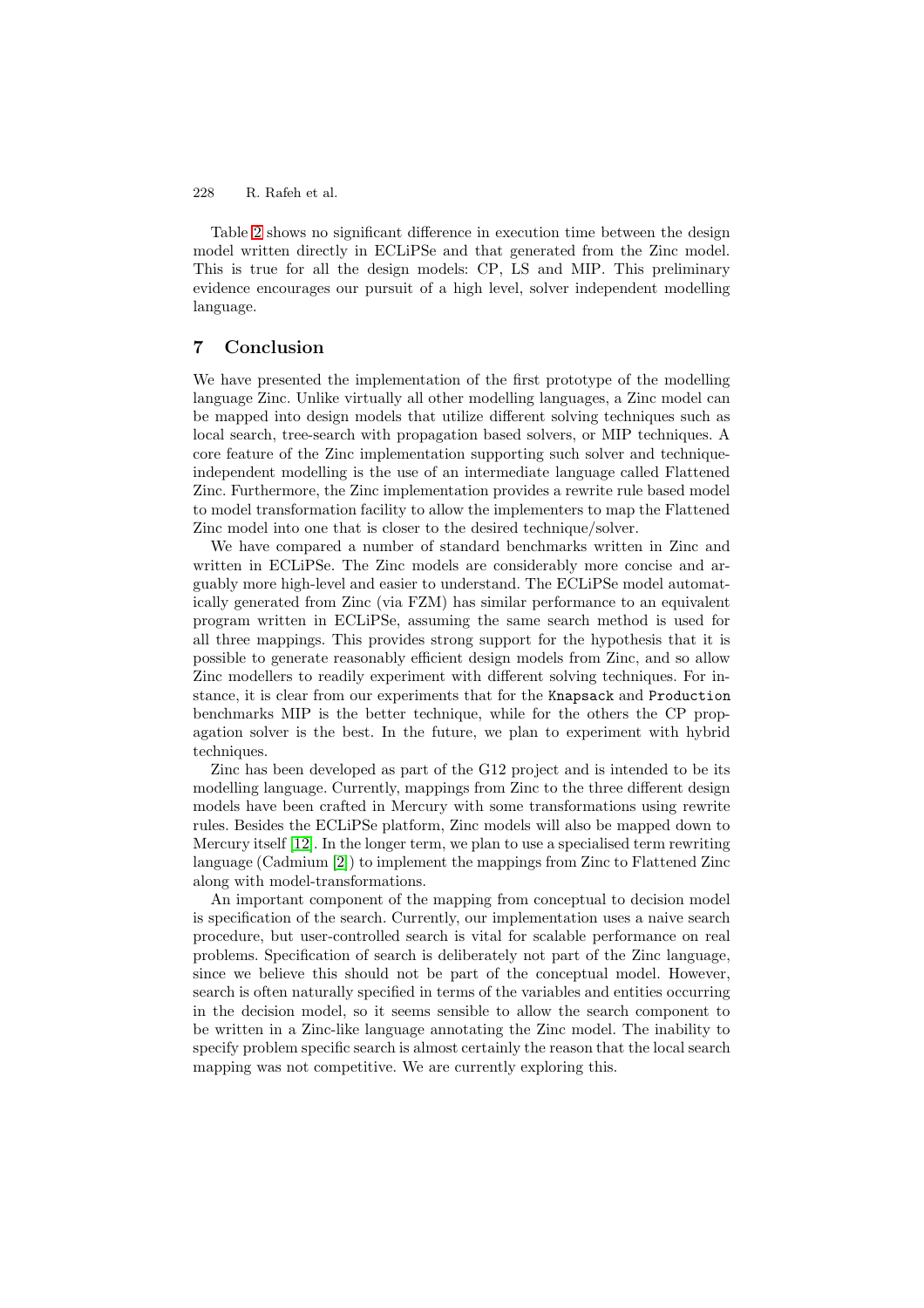Table 2 shows no significant difference in execution time between the design model written directly in ECLiPSe and that generated from the Zinc model. This is true for all the design models: CP, LS and MIP. This preliminary evidence encourages our pursuit of a high level, solver independent modelling language.

## 7 Conclusion

We have presented the implementation of the first prototype of the modelling language Zinc. Unlike virtually all other modelling languages, a Zinc model can be mapped into design models that utilize different solving techniques such as local search, tree-search with propagation based solvers, or MIP techniques. A core feature of the Zinc implementation supporting such solver and technique-independent modelling is the use of an intermediate language called Flattened Zinc. Furthermore, the Zinc implementation provides a rewrite rule based model to model transformation facility to allow the implementers to map the Flattened Zinc model into one that is closer to the desired technique/solver.

We have compared a number of standard benchmarks written in Zinc and written in ECLiPSe. The Zinc models are considerably more concise and arguably more high-level and easier to understand. The ECLiPSe model automatically generated from Zinc (via FZM) has similar performance to an equivalent program written in ECLiPSe, assuming the same search method is used for all three mappings. This provides strong support for the hypothesis that it is possible to generate reasonably efficient design models from Zinc, and so allow Zinc modellers to readily experiment with different solving techniques. For instance, it is clear from our experiments that for the `Knapsack` and `Production` benchmarks MIP is the better technique, while for the others the CP propagation solver is the best. In the future, we plan to experiment with hybrid techniques.

Zinc has been developed as part of the G12 project and is intended to be its modelling language. Currently, mappings from Zinc to the three different design models have been crafted in Mercury with some transformations using rewrite rules. Besides the ECLiPSe platform, Zinc models will also be mapped down to Mercury itself [12]. In the longer term, we plan to use a specialised term rewriting language (Cadmium [2]) to implement the mappings from Zinc to Flattened Zinc along with model-transformations.

An important component of the mapping from conceptual to decision model is specification of the search. Currently, our implementation uses a naive search procedure, but user-controlled search is vital for scalable performance on real problems. Specification of search is deliberately not part of the Zinc language, since we believe this should not be part of the conceptual model. However, search is often naturally specified in terms of the variables and entities occurring in the decision model, so it seems sensible to allow the search component to be written in a Zinc-like language annotating the Zinc model. The inability to specify problem specific search is almost certainly the reason that the local search mapping was not competitive. We are currently exploring this.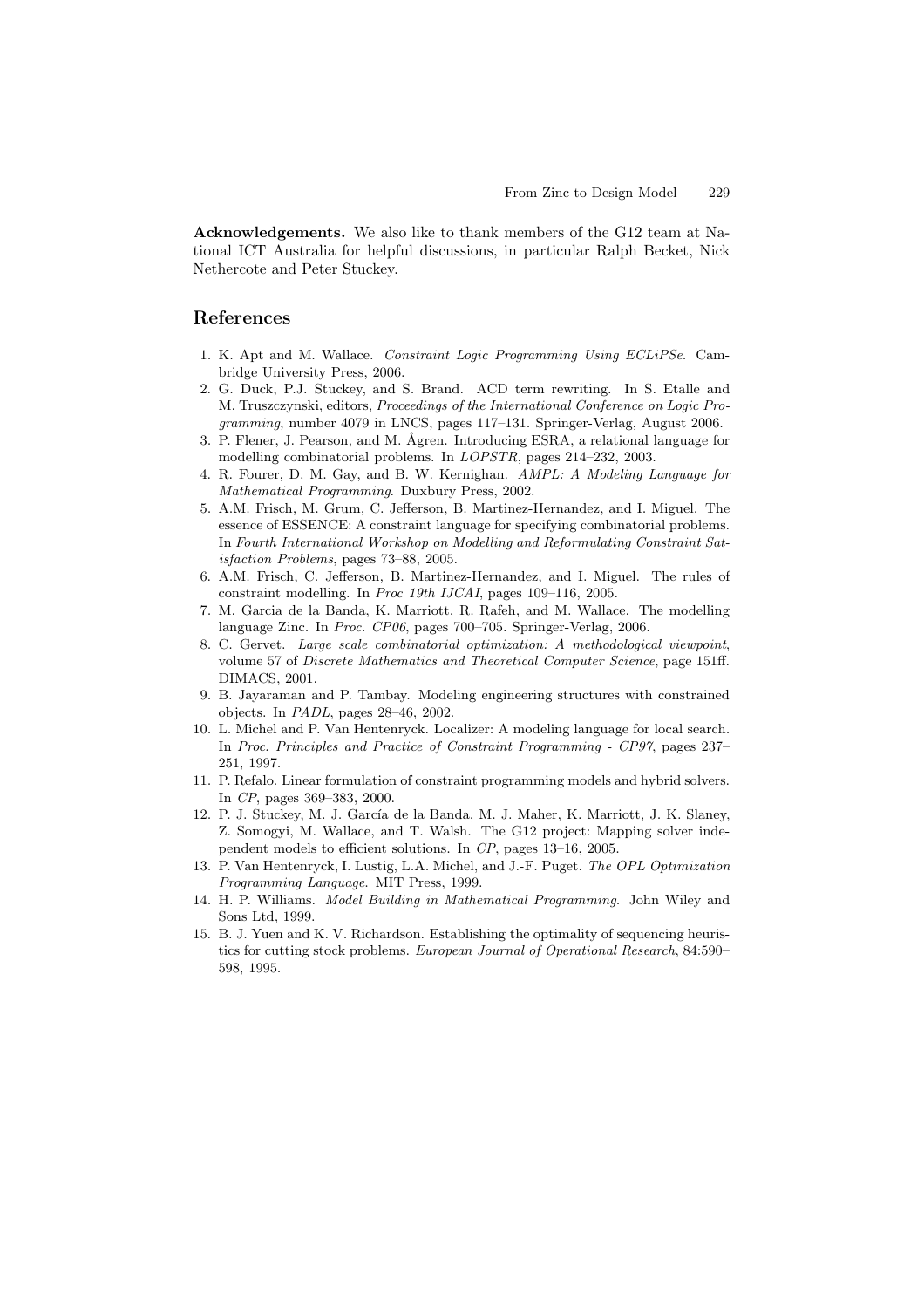**Acknowledgements.** We also like to thank members of the G12 team at National ICT Australia for helpful discussions, in particular Ralph Becket, Nick Nethercote and Peter Stuckey.

## References

1. K. Apt and M. Wallace. *Constraint Logic Programming Using ECLiPSe*. Cambridge University Press, 2006.
2. G. Duck, P.J. Stuckey, and S. Brand. ACD term rewriting. In S. Etalle and M. Truszczynski, editors, *Proceedings of the International Conference on Logic Programming*, number 4079 in LNCS, pages 117–131. Springer-Verlag, August 2006.
3. P. Flener, J. Pearson, and M. Ågren. Introducing ESRA, a relational language for modelling combinatorial problems. In *LOPSTR*, pages 214–232, 2003.
4. R. Fourer, D. M. Gay, and B. W. Kernighan. *AMPL: A Modeling Language for Mathematical Programming*. Duxbury Press, 2002.
5. A.M. Frisch, M. Grum, C. Jefferson, B. Martinez-Hernandez, and I. Miguel. The essence of ESSENCE: A constraint language for specifying combinatorial problems. In *Fourth International Workshop on Modelling and Reformulating Constraint Satisfaction Problems*, pages 73–88, 2005.
6. A.M. Frisch, C. Jefferson, B. Martinez-Hernandez, and I. Miguel. The rules of constraint modelling. In *Proc 19th IJCAI*, pages 109–116, 2005.
7. M. Garcia de la Banda, K. Marriott, R. Rafeh, and M. Wallace. The modelling language Zinc. In *Proc. CP06*, pages 700–705. Springer-Verlag, 2006.
8. C. Gervet. *Large scale combinatorial optimization: A methodological viewpoint*, volume 57 of *Discrete Mathematics and Theoretical Computer Science*, page 151ff. DIMACS, 2001.
9. B. Jayaraman and P. Tambay. Modeling engineering structures with constrained objects. In *PADL*, pages 28–46, 2002.
10. L. Michel and P. Van Hentenryck. Localizer: A modeling language for local search. In *Proc. Principles and Practice of Constraint Programming - CP97*, pages 237–251, 1997.
11. P. Refalo. Linear formulation of constraint programming models and hybrid solvers. In *CP*, pages 369–383, 2000.
12. P. J. Stuckey, M. J. García de la Banda, M. J. Maher, K. Marriott, J. K. Slaney, Z. Somogyi, M. Wallace, and T. Walsh. The G12 project: Mapping solver independent models to efficient solutions. In *CP*, pages 13–16, 2005.
13. P. Van Hentenryck, I. Lustig, L.A. Michel, and J.-F. Puget. *The OPL Optimization Programming Language*. MIT Press, 1999.
14. H. P. Williams. *Model Building in Mathematical Programming*. John Wiley and Sons Ltd, 1999.
15. B. J. Yuen and K. V. Richardson. Establishing the optimality of sequencing heuristics for cutting stock problems. *European Journal of Operational Research*, 84:590–598, 1995.